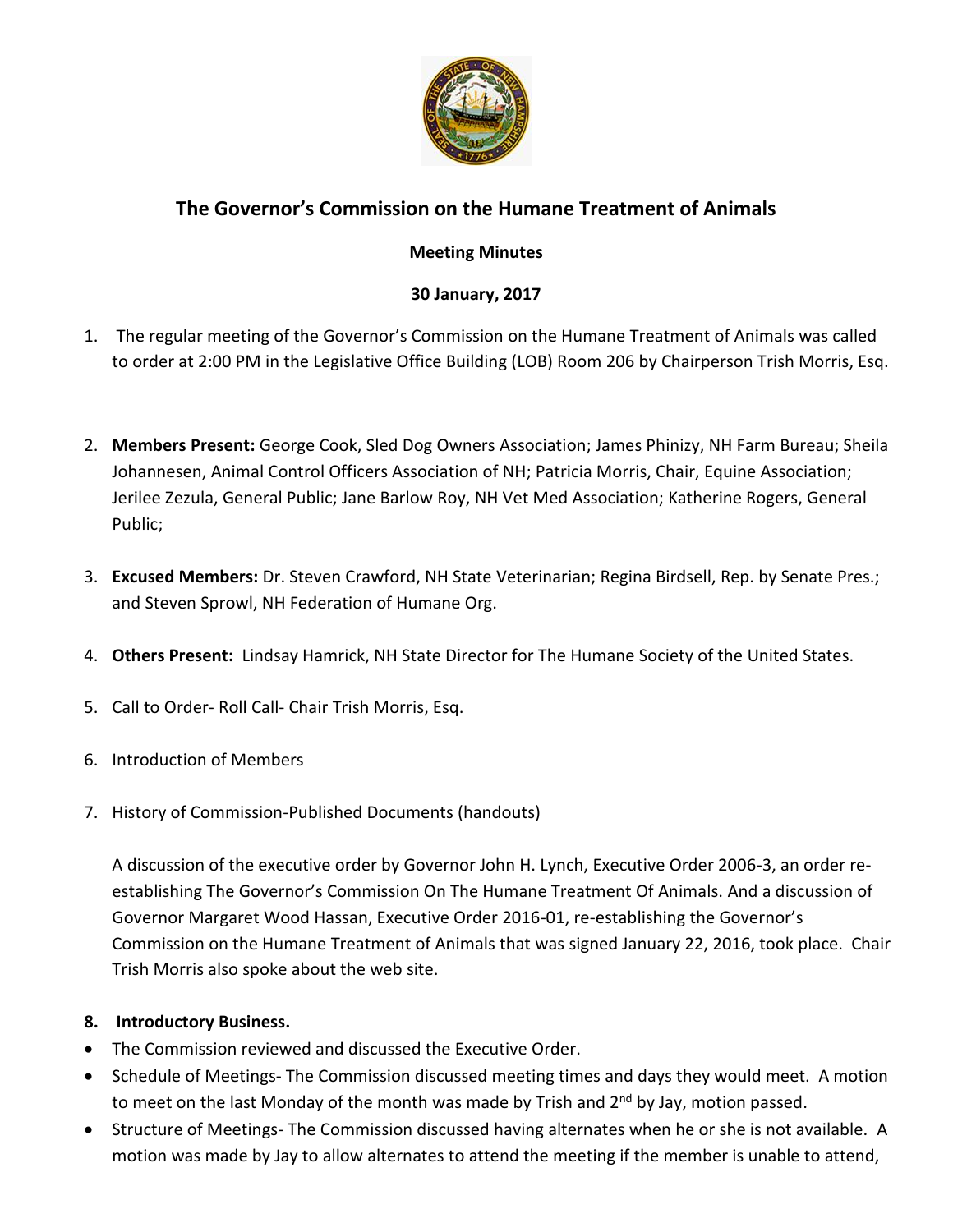# The Governor's Commission on the Humane Treatment of Animals

**Meeting Minutes**

**30 January, 2017**

1. The regular meeting of the Governor's Commission on the Humane Treatment of Animals was called to order at 2:00 PM in the Legislative Office Building (LOB) Room 206 by Chairperson Trish Morris, Esq.

2. **Members Present:** George Cook, Sled Dog Owners Association; James Phinizy, NH Farm Bureau; Sheila Johannesen, Animal Control Officers Association of NH; Patricia Morris, Chair, Equine Association; Jerilee Zezula, General Public; Jane Barlow Roy, NH Vet Med Association; Katherine Rogers, General Public;

3. **Excused Members:** Dr. Steven Crawford, NH State Veterinarian; Regina Birdsell, Rep. by Senate Pres.; and Steven Sprowl, NH Federation of Humane Org.

4. **Others Present:** Lindsay Hamrick, NH State Director for The Humane Society of the United States.

5. Call to Order- Roll Call- Chair Trish Morris, Esq.

6. Introduction of Members

7. History of Commission-Published Documents (handouts)

   A discussion of the executive order by Governor John H. Lynch, Executive Order 2006-3, an order re-establishing The Governor's Commission On The Humane Treatment Of Animals. And a discussion of Governor Margaret Wood Hassan, Executive Order 2016-01, re-establishing the Governor's Commission on the Humane Treatment of Animals that was signed January 22, 2016, took place. Chair Trish Morris also spoke about the web site.

8. **Introductory Business.**

- The Commission reviewed and discussed the Executive Order.
- Schedule of Meetings- The Commission discussed meeting times and days they would meet. A motion to meet on the last Monday of the month was made by Trish and 2nd by Jay, motion passed.
- Structure of Meetings- The Commission discussed having alternates when he or she is not available. A motion was made by Jay to allow alternates to attend the meeting if the member is unable to attend,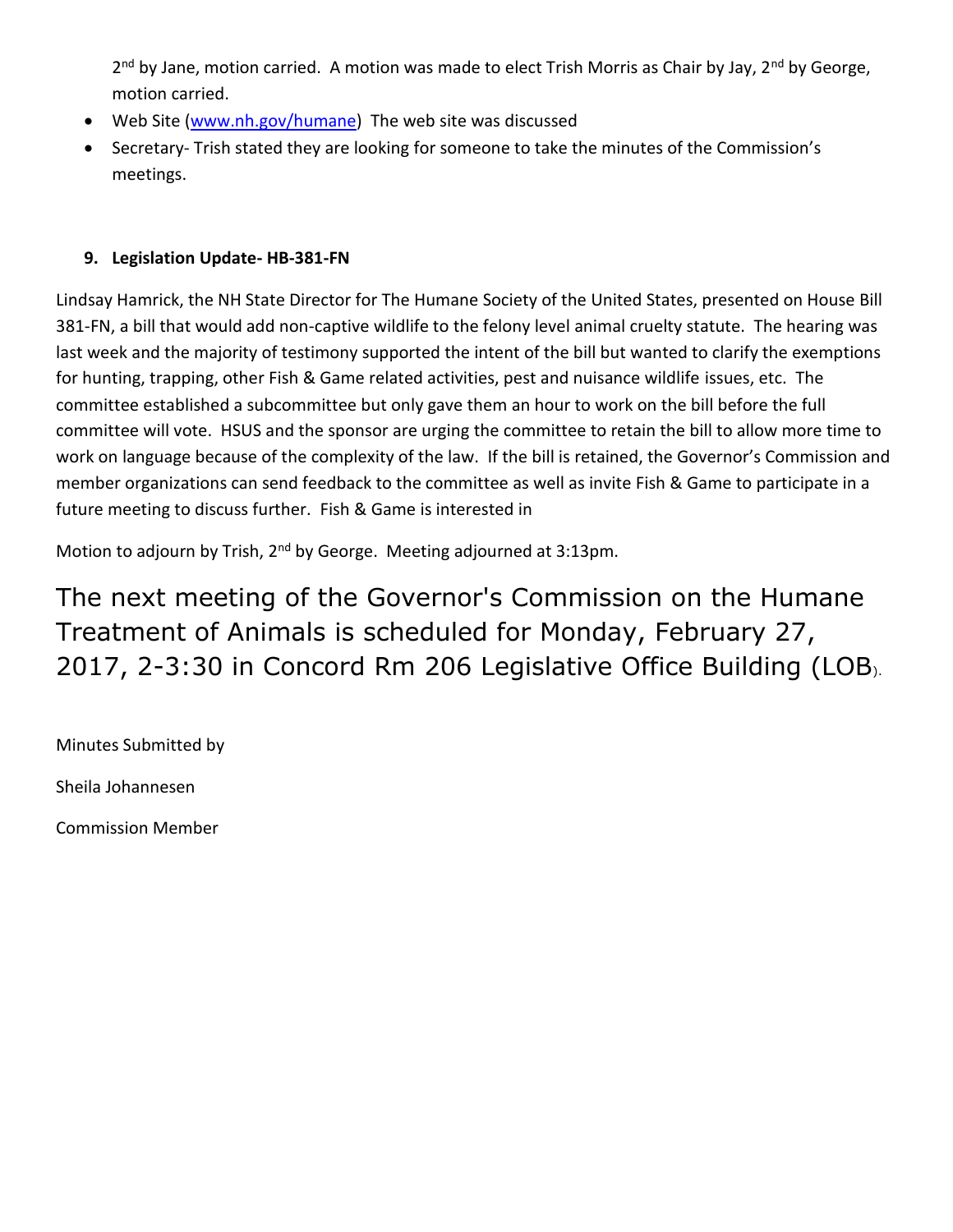2nd by Jane, motion carried. A motion was made to elect Trish Morris as Chair by Jay, 2nd by George, motion carried.

- Web Site (www.nh.gov/humane) The web site was discussed
- Secretary- Trish stated they are looking for someone to take the minutes of the Commission's meetings.

**9. Legislation Update- HB-381-FN**

Lindsay Hamrick, the NH State Director for The Humane Society of the United States, presented on House Bill 381-FN, a bill that would add non-captive wildlife to the felony level animal cruelty statute. The hearing was last week and the majority of testimony supported the intent of the bill but wanted to clarify the exemptions for hunting, trapping, other Fish & Game related activities, pest and nuisance wildlife issues, etc. The committee established a subcommittee but only gave them an hour to work on the bill before the full committee will vote. HSUS and the sponsor are urging the committee to retain the bill to allow more time to work on language because of the complexity of the law. If the bill is retained, the Governor's Commission and member organizations can send feedback to the committee as well as invite Fish & Game to participate in a future meeting to discuss further. Fish & Game is interested in

Motion to adjourn by Trish, 2nd by George. Meeting adjourned at 3:13pm.

The next meeting of the Governor's Commission on the Humane Treatment of Animals is scheduled for Monday, February 27, 2017, 2-3:30 in Concord Rm 206 Legislative Office Building (LOB).

Minutes Submitted by

Sheila Johannesen

Commission Member